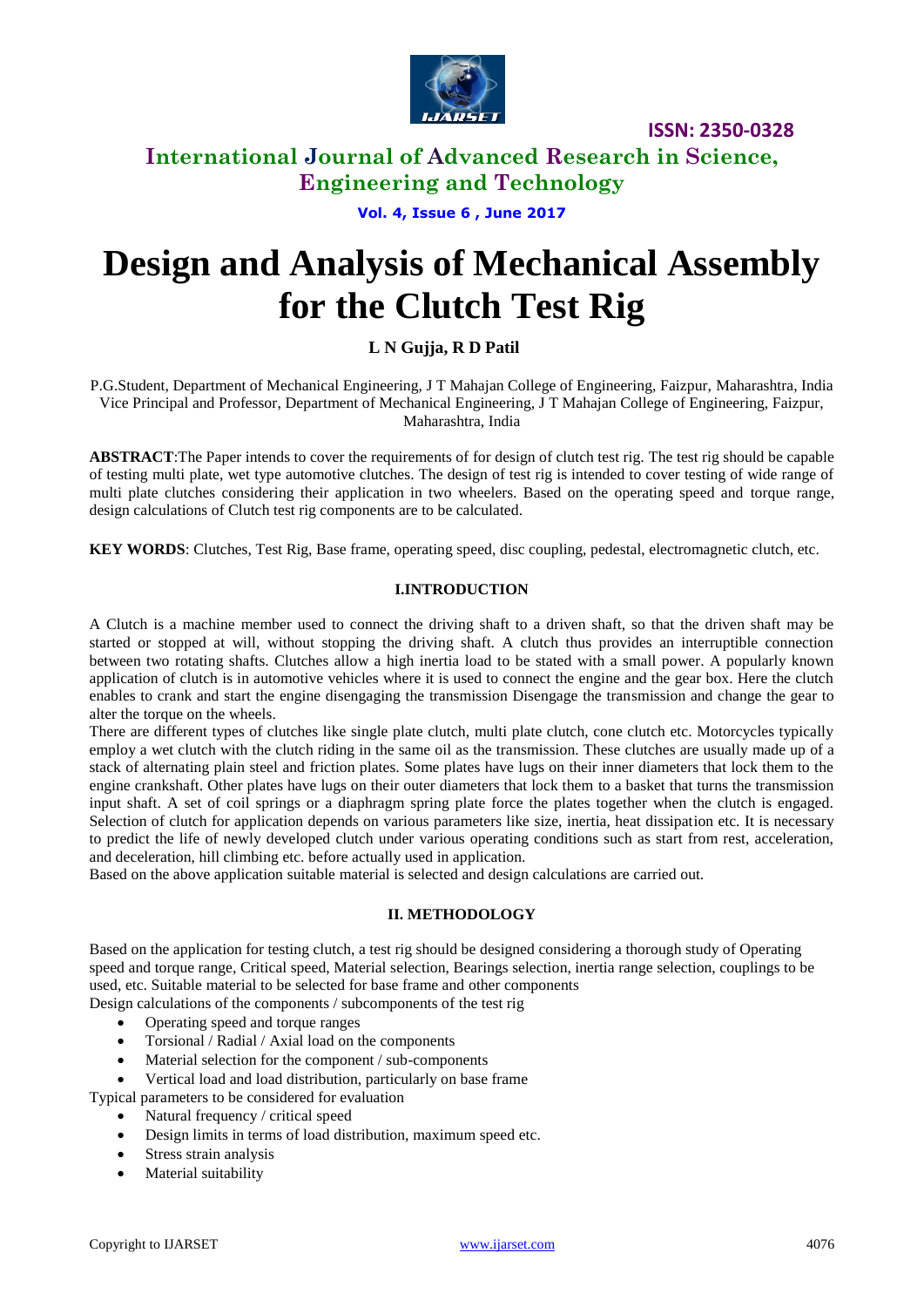# Design and Analysis of Mechanical Assembly for the Clutch Test Rig

**L N Gujja, R D Patil**

P.G.Student, Department of Mechanical Engineering, J T Mahajan College of Engineering, Faizpur, Maharashtra, India
Vice Principal and Professor, Department of Mechanical Engineering, J T Mahajan College of Engineering, Faizpur, Maharashtra, India

**ABSTRACT**:The Paper intends to cover the requirements of for design of clutch test rig. The test rig should be capable of testing multi plate, wet type automotive clutches. The design of test rig is intended to cover testing of wide range of multi plate clutches considering their application in two wheelers. Based on the operating speed and torque range, design calculations of Clutch test rig components are to be calculated.

**KEY WORDS**: Clutches, Test Rig, Base frame, operating speed, disc coupling, pedestal, electromagnetic clutch, etc.

## I.INTRODUCTION

A Clutch is a machine member used to connect the driving shaft to a driven shaft, so that the driven shaft may be started or stopped at will, without stopping the driving shaft. A clutch thus provides an interruptible connection between two rotating shafts. Clutches allow a high inertia load to be stated with a small power. A popularly known application of clutch is in automotive vehicles where it is used to connect the engine and the gear box. Here the clutch enables to crank and start the engine disengaging the transmission Disengage the transmission and change the gear to alter the torque on the wheels.

There are different types of clutches like single plate clutch, multi plate clutch, cone clutch etc. Motorcycles typically employ a wet clutch with the clutch riding in the same oil as the transmission. These clutches are usually made up of a stack of alternating plain steel and friction plates. Some plates have lugs on their inner diameters that lock them to the engine crankshaft. Other plates have lugs on their outer diameters that lock them to a basket that turns the transmission input shaft. A set of coil springs or a diaphragm spring plate force the plates together when the clutch is engaged. Selection of clutch for application depends on various parameters like size, inertia, heat dissipation etc. It is necessary to predict the life of newly developed clutch under various operating conditions such as start from rest, acceleration, and deceleration, hill climbing etc. before actually used in application.

Based on the above application suitable material is selected and design calculations are carried out.

## II. METHODOLOGY

Based on the application for testing clutch, a test rig should be designed considering a thorough study of Operating speed and torque range, Critical speed, Material selection, Bearings selection, inertia range selection, couplings to be used, etc. Suitable material to be selected for base frame and other components

Design calculations of the components / subcomponents of the test rig

- Operating speed and torque ranges
- Torsional / Radial / Axial load on the components
- Material selection for the component / sub-components
- Vertical load and load distribution, particularly on base frame

Typical parameters to be considered for evaluation

- Natural frequency / critical speed
- Design limits in terms of load distribution, maximum speed etc.
- Stress strain analysis
- Material suitability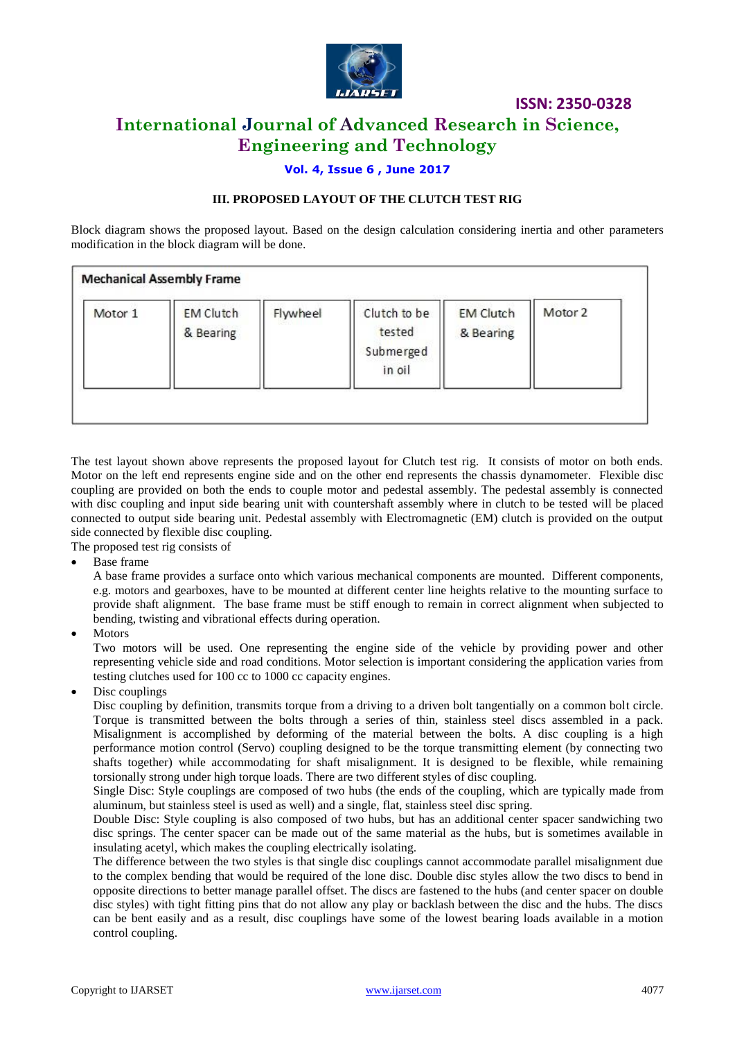### III. PROPOSED LAYOUT OF THE CLUTCH TEST RIG

Block diagram shows the proposed layout. Based on the design calculation considering inertia and other parameters modification in the block diagram will be done.

**Mechanical Assembly Frame**

| Motor 1 | EM Clutch & Bearing | Flywheel | Clutch to be tested Submerged in oil | EM Clutch & Bearing | Motor 2 |
|---|---|---|---|---|---|

The test layout shown above represents the proposed layout for Clutch test rig. It consists of motor on both ends. Motor on the left end represents engine side and on the other end represents the chassis dynamometer. Flexible disc coupling are provided on both the ends to couple motor and pedestal assembly. The pedestal assembly is connected with disc coupling and input side bearing unit with countershaft assembly where in clutch to be tested will be placed connected to output side bearing unit. Pedestal assembly with Electromagnetic (EM) clutch is provided on the output side connected by flexible disc coupling.

The proposed test rig consists of

- Base frame

  A base frame provides a surface onto which various mechanical components are mounted. Different components, e.g. motors and gearboxes, have to be mounted at different center line heights relative to the mounting surface to provide shaft alignment. The base frame must be stiff enough to remain in correct alignment when subjected to bending, twisting and vibrational effects during operation.

- Motors

  Two motors will be used. One representing the engine side of the vehicle by providing power and other representing vehicle side and road conditions. Motor selection is important considering the application varies from testing clutches used for 100 cc to 1000 cc capacity engines.

- Disc couplings

  Disc coupling by definition, transmits torque from a driving to a driven bolt tangentially on a common bolt circle. Torque is transmitted between the bolts through a series of thin, stainless steel discs assembled in a pack. Misalignment is accomplished by deforming of the material between the bolts. A disc coupling is a high performance motion control (Servo) coupling designed to be the torque transmitting element (by connecting two shafts together) while accommodating for shaft misalignment. It is designed to be flexible, while remaining torsionally strong under high torque loads. There are two different styles of disc coupling.

  Single Disc: Style couplings are composed of two hubs (the ends of the coupling, which are typically made from aluminum, but stainless steel is used as well) and a single, flat, stainless steel disc spring.

  Double Disc: Style coupling is also composed of two hubs, but has an additional center spacer sandwiching two disc springs. The center spacer can be made out of the same material as the hubs, but is sometimes available in insulating acetyl, which makes the coupling electrically isolating.

  The difference between the two styles is that single disc couplings cannot accommodate parallel misalignment due to the complex bending that would be required of the lone disc. Double disc styles allow the two discs to bend in opposite directions to better manage parallel offset. The discs are fastened to the hubs (and center spacer on double disc styles) with tight fitting pins that do not allow any play or backlash between the disc and the hubs. The discs can be bent easily and as a result, disc couplings have some of the lowest bearing loads available in a motion control coupling.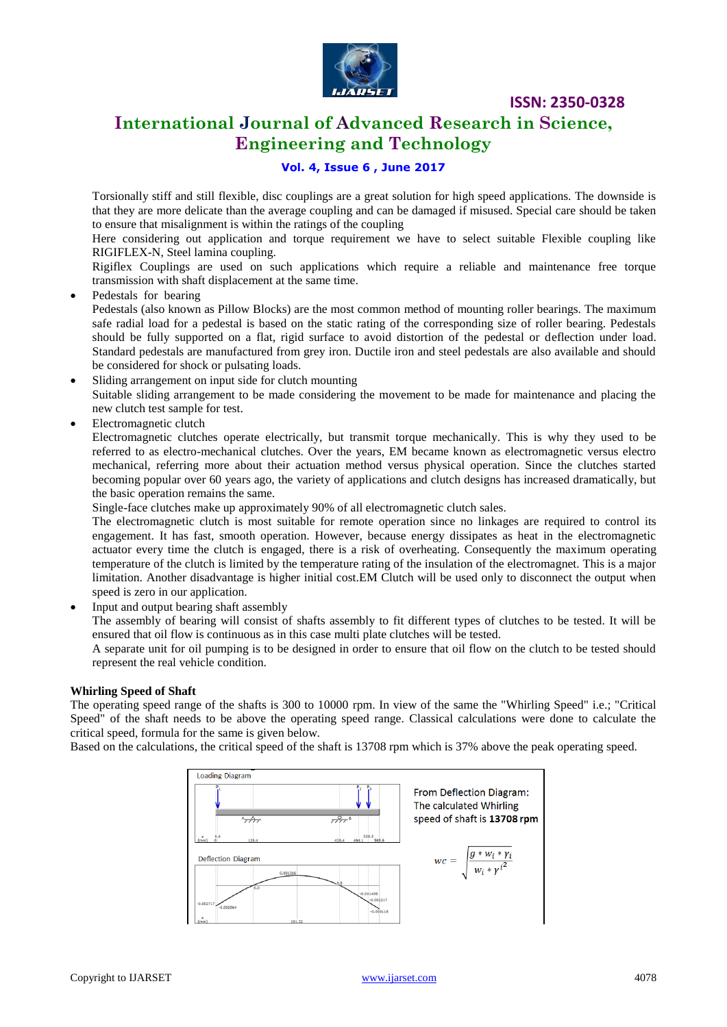Torsionally stiff and still flexible, disc couplings are a great solution for high speed applications. The downside is that they are more delicate than the average coupling and can be damaged if misused. Special care should be taken to ensure that misalignment is within the ratings of the coupling

Here considering out application and torque requirement we have to select suitable Flexible coupling like RIGIFLEX-N, Steel lamina coupling.

Rigiflex Couplings are used on such applications which require a reliable and maintenance free torque transmission with shaft displacement at the same time.

- Pedestals for bearing

  Pedestals (also known as Pillow Blocks) are the most common method of mounting roller bearings. The maximum safe radial load for a pedestal is based on the static rating of the corresponding size of roller bearing. Pedestals should be fully supported on a flat, rigid surface to avoid distortion of the pedestal or deflection under load. Standard pedestals are manufactured from grey iron. Ductile iron and steel pedestals are also available and should be considered for shock or pulsating loads.

- Sliding arrangement on input side for clutch mounting

  Suitable sliding arrangement to be made considering the movement to be made for maintenance and placing the new clutch test sample for test.

- Electromagnetic clutch

  Electromagnetic clutches operate electrically, but transmit torque mechanically. This is why they used to be referred to as electro-mechanical clutches. Over the years, EM became known as electromagnetic versus electro mechanical, referring more about their actuation method versus physical operation. Since the clutches started becoming popular over 60 years ago, the variety of applications and clutch designs has increased dramatically, but the basic operation remains the same.

  Single-face clutches make up approximately 90% of all electromagnetic clutch sales.

  The electromagnetic clutch is most suitable for remote operation since no linkages are required to control its engagement. It has fast, smooth operation. However, because energy dissipates as heat in the electromagnetic actuator every time the clutch is engaged, there is a risk of overheating. Consequently the maximum operating temperature of the clutch is limited by the temperature rating of the insulation of the electromagnet. This is a major limitation. Another disadvantage is higher initial cost.EM Clutch will be used only to disconnect the output when speed is zero in our application.

- Input and output bearing shaft assembly

  The assembly of bearing will consist of shafts assembly to fit different types of clutches to be tested. It will be ensured that oil flow is continuous as in this case multi plate clutches will be tested.

  A separate unit for oil pumping is to be designed in order to ensure that oil flow on the clutch to be tested should represent the real vehicle condition.

**Whirling Speed of Shaft**

The operating speed range of the shafts is 300 to 10000 rpm. In view of the same the "Whirling Speed" i.e.; "Critical Speed" of the shaft needs to be above the operating speed range. Classical calculations were done to calculate the critical speed, formula for the same is given below.

Based on the calculations, the critical speed of the shaft is 13708 rpm which is 37% above the peak operating speed.

From Deflection Diagram: The calculated Whirling speed of shaft is **13708 rpm**

$$wc = \sqrt{\frac{g * w_i * \gamma_i}{w_i * {\gamma_i}^2}}$$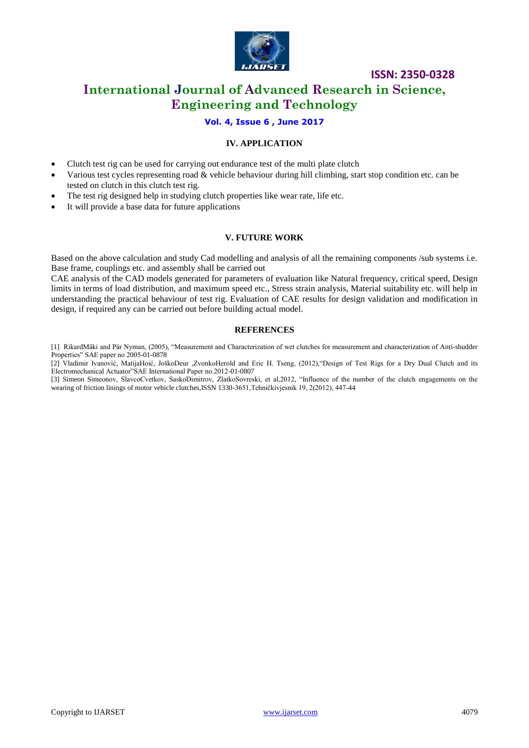## IV. APPLICATION

- Clutch test rig can be used for carrying out endurance test of the multi plate clutch
- Various test cycles representing road & vehicle behaviour during hill climbing, start stop condition etc. can be tested on clutch in this clutch test rig.
- The test rig designed help in studying clutch properties like wear rate, life etc.
- It will provide a base data for future applications

## V. FUTURE WORK

Based on the above calculation and study Cad modelling and analysis of all the remaining components /sub systems i.e. Base frame, couplings etc. and assembly shall be carried out

CAE analysis of the CAD models generated for parameters of evaluation like Natural frequency, critical speed, Design limits in terms of load distribution, and maximum speed etc., Stress strain analysis, Material suitability etc. will help in understanding the practical behaviour of test rig. Evaluation of CAE results for design validation and modification in design, if required any can be carried out before building actual model.

## REFERENCES

[1] RikardMäki and Pär Nyman, (2005), "Measurement and Characterization of wet clutches for measurement and characterization of Anti-shudder Properties" SAE paper no 2005-01-0878

[2] Vladimir Ivanović, MatijaHoić, JoškoDeur ,ZvonkoHerold and Eric H. Tseng, (2012),"Design of Test Rigs for a Dry Dual Clutch and its Electromechanical Actuator"SAE International Paper no.2012-01-0807

[3] Simeon Simeonov, SlavcoCvetkov, SaskoDimitrov, ZlatkoSovreski, et al,2012, "Influence of the number of the clutch engagements on the wearing of friction linings of motor vehicle clutches,ISSN 1330-3651,Tehničkivjesnik 19, 2(2012), 447-44